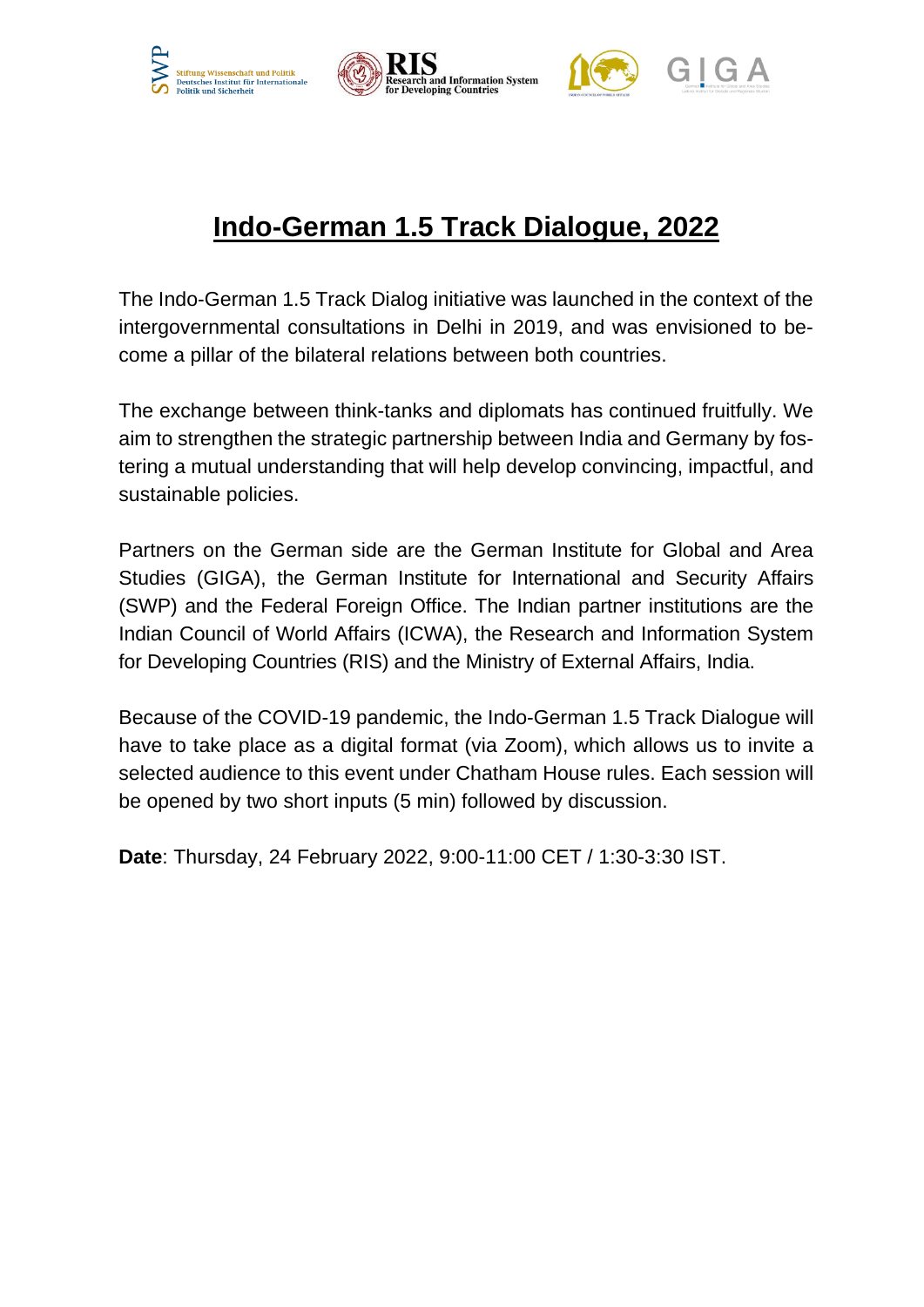# Indo-German 1.5 Track Dialogue, 2022

The Indo-German 1.5 Track Dialog initiative was launched in the context of the intergovernmental consultations in Delhi in 2019, and was envisioned to become a pillar of the bilateral relations between both countries.

The exchange between think-tanks and diplomats has continued fruitfully. We aim to strengthen the strategic partnership between India and Germany by fostering a mutual understanding that will help develop convincing, impactful, and sustainable policies.

Partners on the German side are the German Institute for Global and Area Studies (GIGA), the German Institute for International and Security Affairs (SWP) and the Federal Foreign Office. The Indian partner institutions are the Indian Council of World Affairs (ICWA), the Research and Information System for Developing Countries (RIS) and the Ministry of External Affairs, India.

Because of the COVID-19 pandemic, the Indo-German 1.5 Track Dialogue will have to take place as a digital format (via Zoom), which allows us to invite a selected audience to this event under Chatham House rules. Each session will be opened by two short inputs (5 min) followed by discussion.

**Date**: Thursday, 24 February 2022, 9:00-11:00 CET / 1:30-3:30 IST.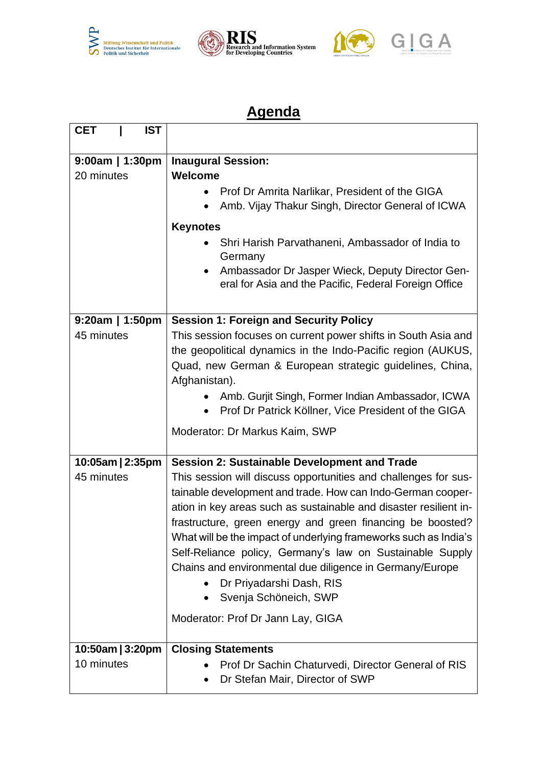# Agenda

| CET \| IST | |
|---|---|
| **9:00am \| 1:30pm**<br>20 minutes | **Inaugural Session:**<br>**Welcome**<br>• Prof Dr Amrita Narlikar, President of the GIGA<br>• Amb. Vijay Thakur Singh, Director General of ICWA<br>**Keynotes**<br>• Shri Harish Parvathaneni, Ambassador of India to Germany<br>• Ambassador Dr Jasper Wieck, Deputy Director General for Asia and the Pacific, Federal Foreign Office |
| **9:20am \| 1:50pm**<br>45 minutes | **Session 1: Foreign and Security Policy**<br>This session focuses on current power shifts in South Asia and the geopolitical dynamics in the Indo-Pacific region (AUKUS, Quad, new German & European strategic guidelines, China, Afghanistan).<br>• Amb. Gurjit Singh, Former Indian Ambassador, ICWA<br>• Prof Dr Patrick Köllner, Vice President of the GIGA<br>Moderator: Dr Markus Kaim, SWP |
| **10:05am \| 2:35pm**<br>45 minutes | **Session 2: Sustainable Development and Trade**<br>This session will discuss opportunities and challenges for sustainable development and trade. How can Indo-German cooperation in key areas such as sustainable and disaster resilient infrastructure, green energy and green financing be boosted? What will be the impact of underlying frameworks such as India's Self-Reliance policy, Germany's law on Sustainable Supply Chains and environmental due diligence in Germany/Europe<br>• Dr Priyadarshi Dash, RIS<br>• Svenja Schöneich, SWP<br>Moderator: Prof Dr Jann Lay, GIGA |
| **10:50am \| 3:20pm**<br>10 minutes | **Closing Statements**<br>• Prof Dr Sachin Chaturvedi, Director General of RIS<br>• Dr Stefan Mair, Director of SWP |